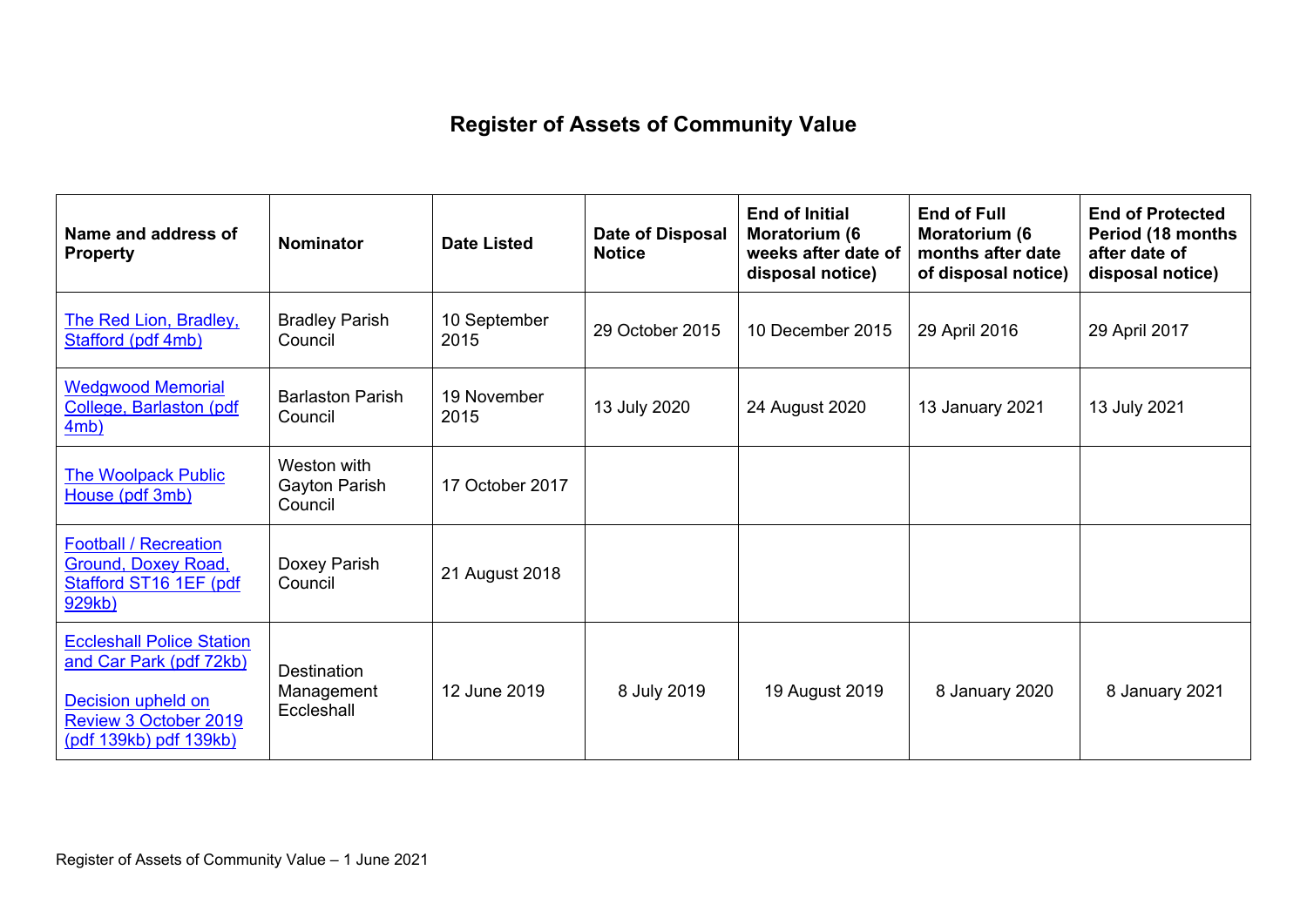# Register of Assets of Community Value

| Name and address of Property | Nominator | Date Listed | Date of Disposal Notice | End of Initial Moratorium (6 weeks after date of disposal notice) | End of Full Moratorium (6 months after date of disposal notice) | End of Protected Period (18 months after date of disposal notice) |
|---|---|---|---|---|---|---|
| The Red Lion, Bradley, Stafford (pdf 4mb) | Bradley Parish Council | 10 September 2015 | 29 October 2015 | 10 December 2015 | 29 April 2016 | 29 April 2017 |
| Wedgwood Memorial College, Barlaston (pdf 4mb) | Barlaston Parish Council | 19 November 2015 | 13 July 2020 | 24 August 2020 | 13 January 2021 | 13 July 2021 |
| The Woolpack Public House (pdf 3mb) | Weston with Gayton Parish Council | 17 October 2017 | | | | |
| Football / Recreation Ground, Doxey Road, Stafford ST16 1EF (pdf 929kb) | Doxey Parish Council | 21 August 2018 | | | | |
| Eccleshall Police Station and Car Park (pdf 72kb)<br><br>Decision upheld on Review 3 October 2019 (pdf 139kb) pdf 139kb) | Destination Management Eccleshall | 12 June 2019 | 8 July 2019 | 19 August 2019 | 8 January 2020 | 8 January 2021 |

Register of Assets of Community Value – 1 June 2021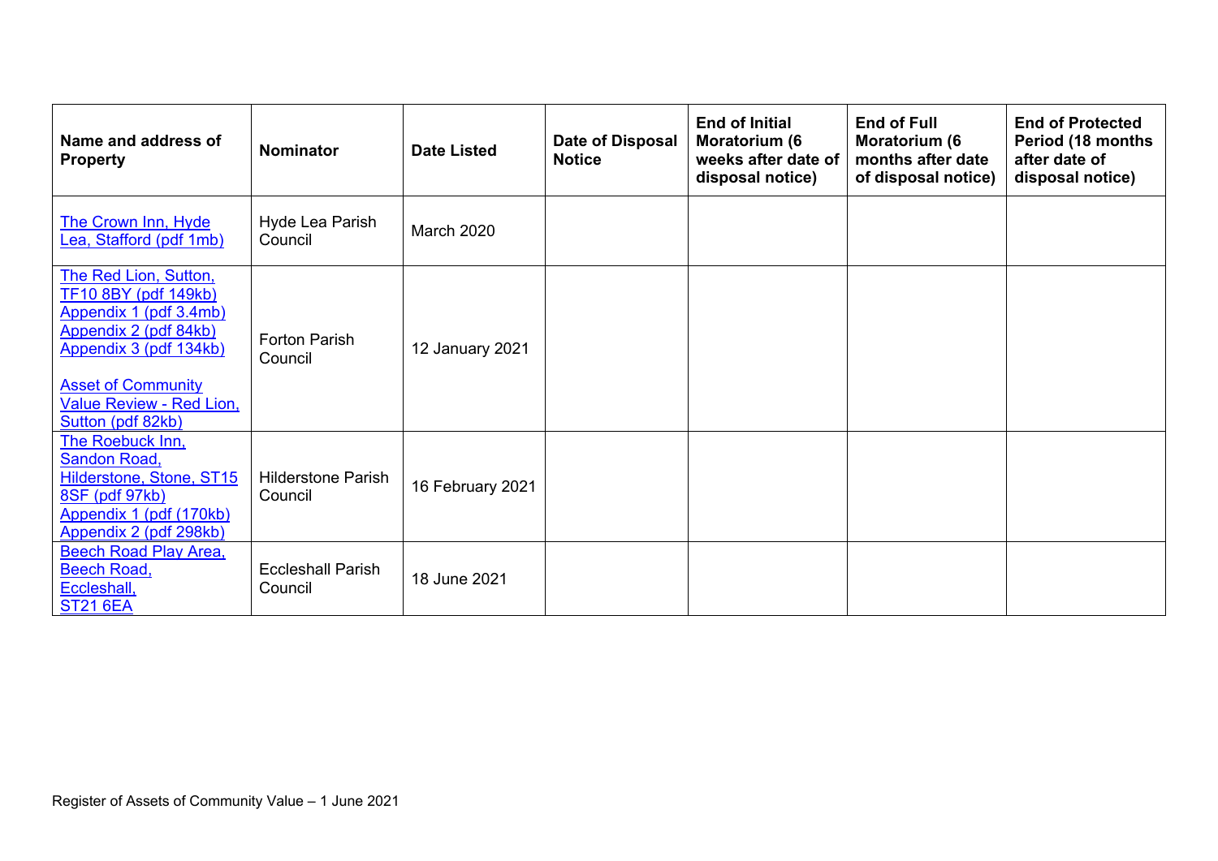| Name and address of Property | Nominator | Date Listed | Date of Disposal Notice | End of Initial Moratorium (6 weeks after date of disposal notice) | End of Full Moratorium (6 months after date of disposal notice) | End of Protected Period (18 months after date of disposal notice) |
|---|---|---|---|---|---|---|
| The Crown Inn, Hyde Lea, Stafford (pdf 1mb) | Hyde Lea Parish Council | March 2020 | | | | |
| The Red Lion, Sutton, TF10 8BY (pdf 149kb) Appendix 1 (pdf 3.4mb) Appendix 2 (pdf 84kb) Appendix 3 (pdf 134kb) Asset of Community Value Review - Red Lion, Sutton (pdf 82kb) | Forton Parish Council | 12 January 2021 | | | | |
| The Roebuck Inn, Sandon Road, Hilderstone, Stone, ST15 8SF (pdf 97kb) Appendix 1 (pdf (170kb) Appendix 2 (pdf 298kb) | Hilderstone Parish Council | 16 February 2021 | | | | |
| Beech Road Play Area, Beech Road, Eccleshall, ST21 6EA | Eccleshall Parish Council | 18 June 2021 | | | | |

Register of Assets of Community Value – 1 June 2021